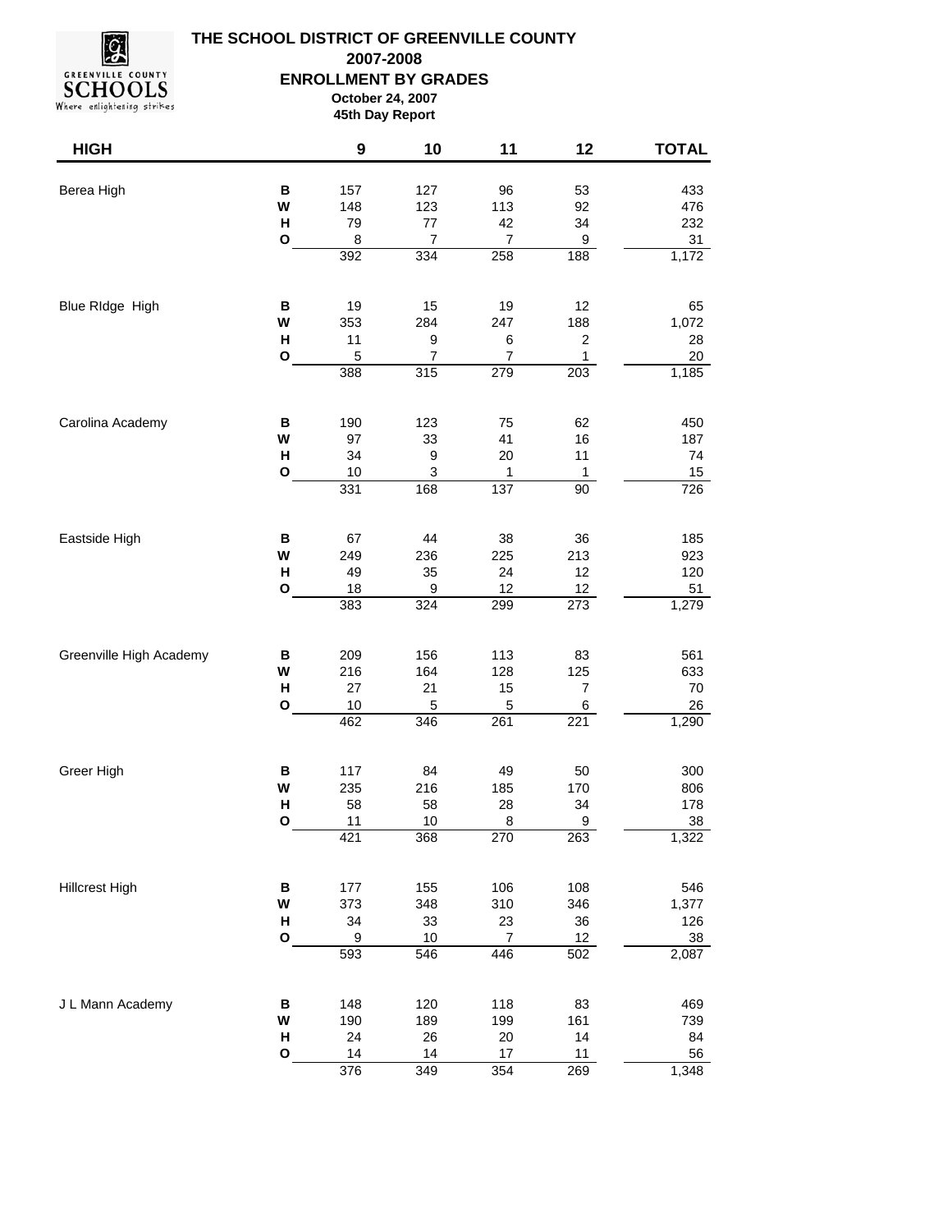# THE SCHOOL DISTRICT OF GREENVILLE COUNTY

## 2007-2008

## ENROLLMENT BY GRADES

**October 24, 2007**

**45th Day Report**

| HIGH | | 9 | 10 | 11 | 12 | TOTAL |
|---|---|---|---|---|---|---|
| Berea High | B | 157 | 127 | 96 | 53 | 433 |
| | W | 148 | 123 | 113 | 92 | 476 |
| | H | 79 | 77 | 42 | 34 | 232 |
| | O | 8 | 7 | 7 | 9 | 31 |
| | | 392 | 334 | 258 | 188 | 1,172 |
| Blue RIdge High | B | 19 | 15 | 19 | 12 | 65 |
| | W | 353 | 284 | 247 | 188 | 1,072 |
| | H | 11 | 9 | 6 | 2 | 28 |
| | O | 5 | 7 | 7 | 1 | 20 |
| | | 388 | 315 | 279 | 203 | 1,185 |
| Carolina Academy | B | 190 | 123 | 75 | 62 | 450 |
| | W | 97 | 33 | 41 | 16 | 187 |
| | H | 34 | 9 | 20 | 11 | 74 |
| | O | 10 | 3 | 1 | 1 | 15 |
| | | 331 | 168 | 137 | 90 | 726 |
| Eastside High | B | 67 | 44 | 38 | 36 | 185 |
| | W | 249 | 236 | 225 | 213 | 923 |
| | H | 49 | 35 | 24 | 12 | 120 |
| | O | 18 | 9 | 12 | 12 | 51 |
| | | 383 | 324 | 299 | 273 | 1,279 |
| Greenville High Academy | B | 209 | 156 | 113 | 83 | 561 |
| | W | 216 | 164 | 128 | 125 | 633 |
| | H | 27 | 21 | 15 | 7 | 70 |
| | O | 10 | 5 | 5 | 6 | 26 |
| | | 462 | 346 | 261 | 221 | 1,290 |
| Greer High | B | 117 | 84 | 49 | 50 | 300 |
| | W | 235 | 216 | 185 | 170 | 806 |
| | H | 58 | 58 | 28 | 34 | 178 |
| | O | 11 | 10 | 8 | 9 | 38 |
| | | 421 | 368 | 270 | 263 | 1,322 |
| Hillcrest High | B | 177 | 155 | 106 | 108 | 546 |
| | W | 373 | 348 | 310 | 346 | 1,377 |
| | H | 34 | 33 | 23 | 36 | 126 |
| | O | 9 | 10 | 7 | 12 | 38 |
| | | 593 | 546 | 446 | 502 | 2,087 |
| J L Mann Academy | B | 148 | 120 | 118 | 83 | 469 |
| | W | 190 | 189 | 199 | 161 | 739 |
| | H | 24 | 26 | 20 | 14 | 84 |
| | O | 14 | 14 | 17 | 11 | 56 |
| | | 376 | 349 | 354 | 269 | 1,348 |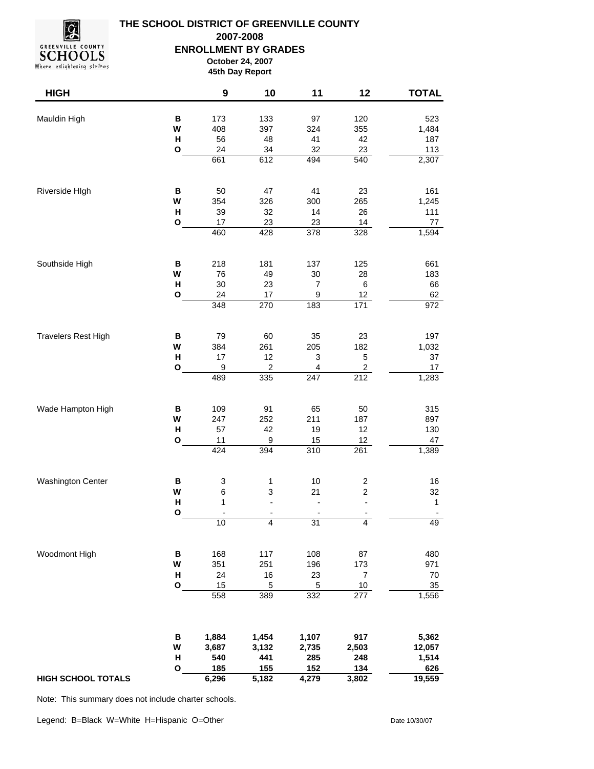**THE SCHOOL DISTRICT OF GREENVILLE COUNTY**

**2007-2008**

**ENROLLMENT BY GRADES**

**October 24, 2007**

**45th Day Report**

| HIGH | | 9 | 10 | 11 | 12 | TOTAL |
|---|---|---|---|---|---|---|
| Mauldin High | B | 173 | 133 | 97 | 120 | 523 |
| | W | 408 | 397 | 324 | 355 | 1,484 |
| | H | 56 | 48 | 41 | 42 | 187 |
| | O | 24 | 34 | 32 | 23 | 113 |
| | | 661 | 612 | 494 | 540 | 2,307 |
| Riverside HIgh | B | 50 | 47 | 41 | 23 | 161 |
| | W | 354 | 326 | 300 | 265 | 1,245 |
| | H | 39 | 32 | 14 | 26 | 111 |
| | O | 17 | 23 | 23 | 14 | 77 |
| | | 460 | 428 | 378 | 328 | 1,594 |
| Southside High | B | 218 | 181 | 137 | 125 | 661 |
| | W | 76 | 49 | 30 | 28 | 183 |
| | H | 30 | 23 | 7 | 6 | 66 |
| | O | 24 | 17 | 9 | 12 | 62 |
| | | 348 | 270 | 183 | 171 | 972 |
| Travelers Rest High | B | 79 | 60 | 35 | 23 | 197 |
| | W | 384 | 261 | 205 | 182 | 1,032 |
| | H | 17 | 12 | 3 | 5 | 37 |
| | O | 9 | 2 | 4 | 2 | 17 |
| | | 489 | 335 | 247 | 212 | 1,283 |
| Wade Hampton High | B | 109 | 91 | 65 | 50 | 315 |
| | W | 247 | 252 | 211 | 187 | 897 |
| | H | 57 | 42 | 19 | 12 | 130 |
| | O | 11 | 9 | 15 | 12 | 47 |
| | | 424 | 394 | 310 | 261 | 1,389 |
| Washington Center | B | 3 | 1 | 10 | 2 | 16 |
| | W | 6 | 3 | 21 | 2 | 32 |
| | H | 1 | - | - | - | 1 |
| | O | - | - | - | - | - |
| | | 10 | 4 | 31 | 4 | 49 |
| Woodmont High | B | 168 | 117 | 108 | 87 | 480 |
| | W | 351 | 251 | 196 | 173 | 971 |
| | H | 24 | 16 | 23 | 7 | 70 |
| | O | 15 | 5 | 5 | 10 | 35 |
| | | 558 | 389 | 332 | 277 | 1,556 |
| | **B** | **1,884** | **1,454** | **1,107** | **917** | **5,362** |
| | **W** | **3,687** | **3,132** | **2,735** | **2,503** | **12,057** |
| | **H** | **540** | **441** | **285** | **248** | **1,514** |
| | **O** | **185** | **155** | **152** | **134** | **626** |
| **HIGH SCHOOL TOTALS** | | **6,296** | **5,182** | **4,279** | **3,802** | **19,559** |

Note: This summary does not include charter schools.

Legend: B=Black W=White H=Hispanic O=Other

Date 10/30/07